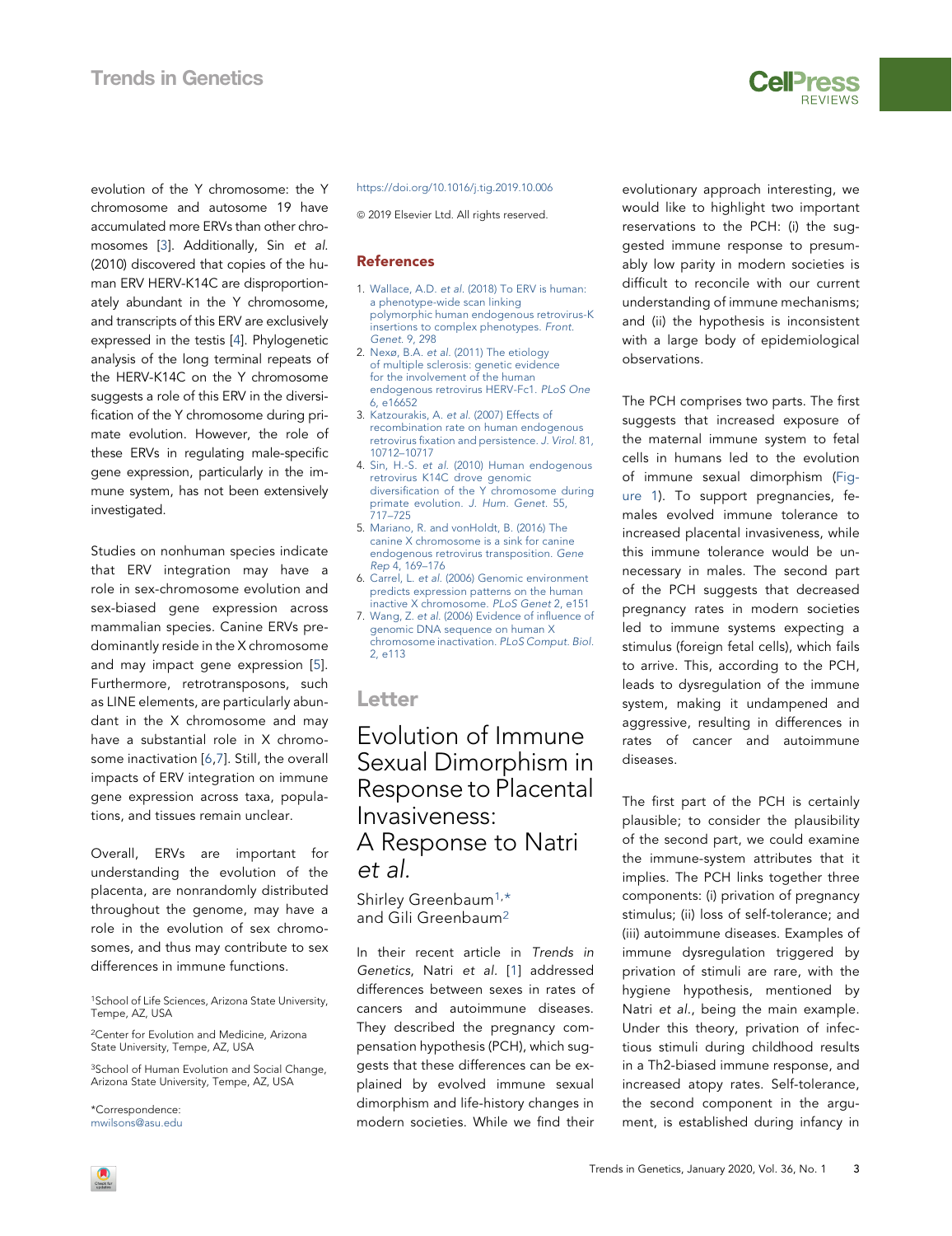evolution of the Y chromosome: the Y chromosome and autosome 19 have accumulated more ERVs than other chromosomes [3]. Additionally, Sin *et al.* (2010) discovered that copies of the human ERV HERV-K14C are disproportionately abundant in the Y chromosome, and transcripts of this ERV are exclusively expressed in the testis [4]. Phylogenetic analysis of the long terminal repeats of the HERV-K14C on the Y chromosome suggests a role of this ERV in the diversification of the Y chromosome during primate evolution. However, the role of these ERVs in regulating male-specific gene expression, particularly in the immune system, has not been extensively investigated.

Studies on nonhuman species indicate that ERV integration may have a role in sex-chromosome evolution and sex-biased gene expression across mammalian species. Canine ERVs predominantly reside in the X chromosome and may impact gene expression [5]. Furthermore, retrotransposons, such as LINE elements, are particularly abundant in the X chromosome and may have a substantial role in X chromosome inactivation [6,7]. Still, the overall impacts of ERV integration on immune gene expression across taxa, populations, and tissues remain unclear.

Overall, ERVs are important for understanding the evolution of the placenta, are nonrandomly distributed throughout the genome, may have a role in the evolution of sex chromosomes, and thus may contribute to sex differences in immune functions.

[1]School of Life Sciences, Arizona State University, Tempe, AZ, USA

[2]Center for Evolution and Medicine, Arizona State University, Tempe, AZ, USA

[3]School of Human Evolution and Social Change, Arizona State University, Tempe, AZ, USA

*Correspondence: mwilsons@asu.edu

https://doi.org/10.1016/j.tig.2019.10.006

© 2019 Elsevier Ltd. All rights reserved.

## References

1. Wallace, A.D. *et al.* (2018) To ERV is human: a phenotype-wide scan linking polymorphic human endogenous retrovirus-K insertions to complex phenotypes. *Front. Genet.* 9, 298
2. Nexø, B.A. *et al.* (2011) The etiology of multiple sclerosis: genetic evidence for the involvement of the human endogenous retrovirus HERV-Fc1. *PLoS One* 6, e16652
3. Katzourakis, A. *et al.* (2007) Effects of recombination rate on human endogenous retrovirus fixation and persistence. *J. Virol.* 81, 10712–10717
4. Sin, H.-S. *et al.* (2010) Human endogenous retrovirus K14C drove genomic diversification of the Y chromosome during primate evolution. *J. Hum. Genet.* 55, 717–725
5. Mariano, R. and vonHoldt, B. (2016) The canine X chromosome is a sink for canine endogenous retrovirus transposition. *Gene Rep* 4, 169–176
6. Carrel, L. *et al.* (2006) Genomic environment predicts expression patterns on the human inactive X chromosome. *PLoS Genet* 2, e151
7. Wang, Z. *et al.* (2006) Evidence of influence of genomic DNA sequence on human X chromosome inactivation. *PLoS Comput. Biol.* 2, e113

## Letter

# Evolution of Immune Sexual Dimorphism in Response to Placental Invasiveness: A Response to Natri *et al.*

Shirley Greenbaum[1,*] and Gili Greenbaum[2]

In their recent article in *Trends in Genetics*, Natri *et al.* [1] addressed differences between sexes in rates of cancers and autoimmune diseases. They described the pregnancy compensation hypothesis (PCH), which suggests that these differences can be explained by evolved immune sexual dimorphism and life-history changes in modern societies. While we find their evolutionary approach interesting, we would like to highlight two important reservations to the PCH: (i) the suggested immune response to presumably low parity in modern societies is difficult to reconcile with our current understanding of immune mechanisms; and (ii) the hypothesis is inconsistent with a large body of epidemiological observations.

The PCH comprises two parts. The first suggests that increased exposure of the maternal immune system to fetal cells in humans led to the evolution of immune sexual dimorphism (Figure 1). To support pregnancies, females evolved immune tolerance to increased placental invasiveness, while this immune tolerance would be unnecessary in males. The second part of the PCH suggests that decreased pregnancy rates in modern societies led to immune systems expecting a stimulus (foreign fetal cells), which fails to arrive. This, according to the PCH, leads to dysregulation of the immune system, making it undampened and aggressive, resulting in differences in rates of cancer and autoimmune diseases.

The first part of the PCH is certainly plausible; to consider the plausibility of the second part, we could examine the immune-system attributes that it implies. The PCH links together three components: (i) privation of pregnancy stimulus; (ii) loss of self-tolerance; and (iii) autoimmune diseases. Examples of immune dysregulation triggered by privation of stimuli are rare, with the hygiene hypothesis, mentioned by Natri *et al.*, being the main example. Under this theory, privation of infectious stimuli during childhood results in a Th2-biased immune response, and increased atopy rates. Self-tolerance, the second component in the argument, is established during infancy in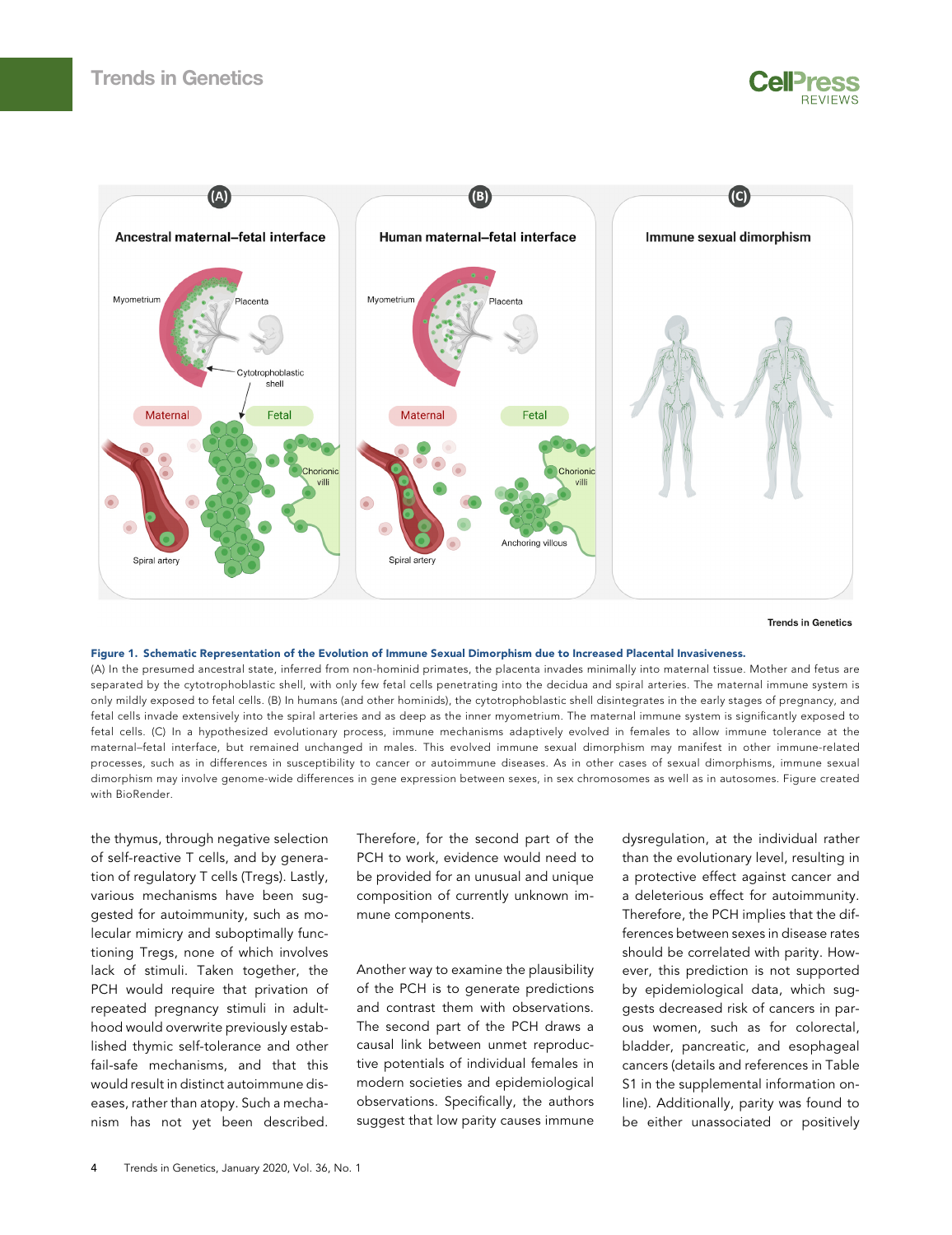(A) Ancestral maternal–fetal interface

Myometrium

Placenta

Cytotrophoblastic shell

Maternal

Fetal

Chorionic villi

Spiral artery

(B) Human maternal–fetal interface

Myometrium

Placenta

Maternal

Fetal

Chorionic villi

Anchoring villous

Spiral artery

(C) Immune sexual dimorphism

Trends in Genetics

**Figure 1. Schematic Representation of the Evolution of Immune Sexual Dimorphism due to Increased Placental Invasiveness.** (A) In the presumed ancestral state, inferred from non-hominid primates, the placenta invades minimally into maternal tissue. Mother and fetus are separated by the cytotrophoblastic shell, with only few fetal cells penetrating into the decidua and spiral arteries. The maternal immune system is only mildly exposed to fetal cells. (B) In humans (and other hominids), the cytotrophoblastic shell disintegrates in the early stages of pregnancy, and fetal cells invade extensively into the spiral arteries and as deep as the inner myometrium. The maternal immune system is significantly exposed to fetal cells. (C) In a hypothesized evolutionary process, immune mechanisms adaptively evolved in females to allow immune tolerance at the maternal–fetal interface, but remained unchanged in males. This evolved immune sexual dimorphism may manifest in other immune-related processes, such as in differences in susceptibility to cancer or autoimmune diseases. As in other cases of sexual dimorphisms, immune sexual dimorphism may involve genome-wide differences in gene expression between sexes, in sex chromosomes as well as in autosomes. Figure created with BioRender.

the thymus, through negative selection of self-reactive T cells, and by generation of regulatory T cells (Tregs). Lastly, various mechanisms have been suggested for autoimmunity, such as molecular mimicry and suboptimally functioning Tregs, none of which involves lack of stimuli. Taken together, the PCH would require that privation of repeated pregnancy stimuli in adulthood would overwrite previously established thymic self-tolerance and other fail-safe mechanisms, and that this would result in distinct autoimmune diseases, rather than atopy. Such a mechanism has not yet been described. Therefore, for the second part of the PCH to work, evidence would need to be provided for an unusual and unique composition of currently unknown immune components.

Another way to examine the plausibility of the PCH is to generate predictions and contrast them with observations. The second part of the PCH draws a causal link between unmet reproductive potentials of individual females in modern societies and epidemiological observations. Specifically, the authors suggest that low parity causes immune dysregulation, at the individual rather than the evolutionary level, resulting in a protective effect against cancer and a deleterious effect for autoimmunity. Therefore, the PCH implies that the differences between sexes in disease rates should be correlated with parity. However, this prediction is not supported by epidemiological data, which suggests decreased risk of cancers in parous women, such as for colorectal, bladder, pancreatic, and esophageal cancers (details and references in Table S1 in the supplemental information online). Additionally, parity was found to be either unassociated or positively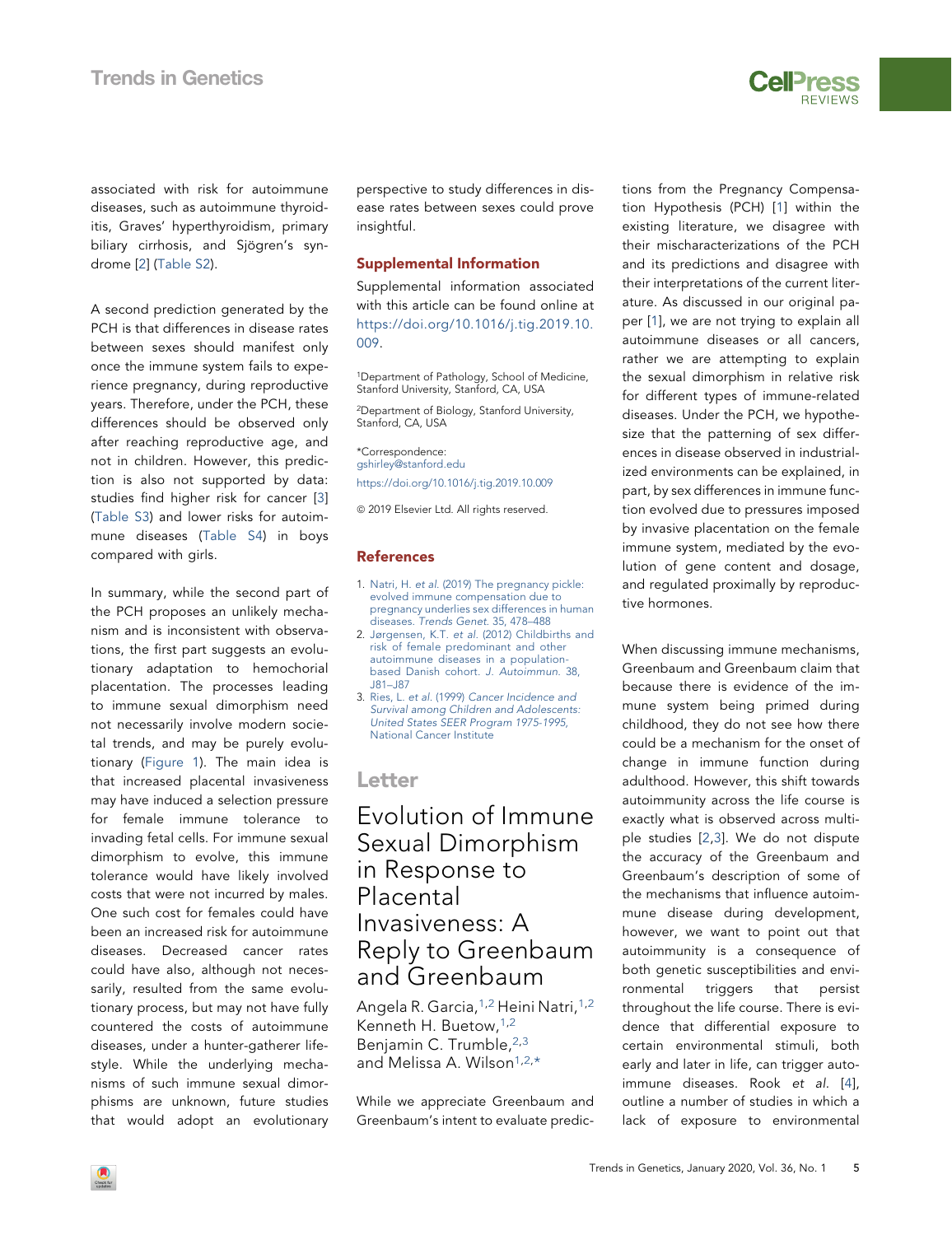associated with risk for autoimmune diseases, such as autoimmune thyroiditis, Graves' hyperthyroidism, primary biliary cirrhosis, and Sjögren's syndrome [2] (Table S2).

A second prediction generated by the PCH is that differences in disease rates between sexes should manifest only once the immune system fails to experience pregnancy, during reproductive years. Therefore, under the PCH, these differences should be observed only after reaching reproductive age, and not in children. However, this prediction is also not supported by data: studies find higher risk for cancer [3] (Table S3) and lower risks for autoimmune diseases (Table S4) in boys compared with girls.

In summary, while the second part of the PCH proposes an unlikely mechanism and is inconsistent with observations, the first part suggests an evolutionary adaptation to hemochorial placentation. The processes leading to immune sexual dimorphism need not necessarily involve modern societal trends, and may be purely evolutionary (Figure 1). The main idea is that increased placental invasiveness may have induced a selection pressure for female immune tolerance to invading fetal cells. For immune sexual dimorphism to evolve, this immune tolerance would have likely involved costs that were not incurred by males. One such cost for females could have been an increased risk for autoimmune diseases. Decreased cancer rates could have also, although not necessarily, resulted from the same evolutionary process, but may not have fully countered the costs of autoimmune diseases, under a hunter-gatherer lifestyle. While the underlying mechanisms of such immune sexual dimorphisms are unknown, future studies that would adopt an evolutionary perspective to study differences in disease rates between sexes could prove insightful.

## Supplemental Information

Supplemental information associated with this article can be found online at https://doi.org/10.1016/j.tig.2019.10.009.

[1]Department of Pathology, School of Medicine, Stanford University, Stanford, CA, USA

[2]Department of Biology, Stanford University, Stanford, CA, USA

*Correspondence: gshirley@stanford.edu

https://doi.org/10.1016/j.tig.2019.10.009

© 2019 Elsevier Ltd. All rights reserved.

## References

1. Natri, H. *et al.* (2019) The pregnancy pickle: evolved immune compensation due to pregnancy underlies sex differences in human diseases. *Trends Genet.* 35, 478–488
2. Jørgensen, K.T. *et al.* (2012) Childbirths and risk of female predominant and other autoimmune diseases in a population-based Danish cohort. *J. Autoimmun.* 38, J81–J87
3. Ries, L. *et al.* (1999) *Cancer Incidence and Survival among Children and Adolescents: United States SEER Program 1975-1995*, National Cancer Institute

## Letter

# Evolution of Immune Sexual Dimorphism in Response to Placental Invasiveness: A Reply to Greenbaum and Greenbaum

Angela R. Garcia,[1,2] Heini Natri,[1,2] Kenneth H. Buetow,[1,2] Benjamin C. Trumble,[2,3] and Melissa A. Wilson[1,2,*]

While we appreciate Greenbaum and Greenbaum's intent to evaluate predictions from the Pregnancy Compensation Hypothesis (PCH) [1] within the existing literature, we disagree with their mischaracterizations of the PCH and its predictions and disagree with their interpretations of the current literature. As discussed in our original paper [1], we are not trying to explain all autoimmune diseases or all cancers, rather we are attempting to explain the sexual dimorphism in relative risk for different types of immune-related diseases. Under the PCH, we hypothesize that the patterning of sex differences in disease observed in industrialized environments can be explained, in part, by sex differences in immune function evolved due to pressures imposed by invasive placentation on the female immune system, mediated by the evolution of gene content and dosage, and regulated proximally by reproductive hormones.

When discussing immune mechanisms, Greenbaum and Greenbaum claim that because there is evidence of the immune system being primed during childhood, they do not see how there could be a mechanism for the onset of change in immune function during adulthood. However, this shift towards autoimmunity across the life course is exactly what is observed across multiple studies [2,3]. We do not dispute the accuracy of the Greenbaum and Greenbaum's description of some of the mechanisms that influence autoimmune disease during development, however, we want to point out that autoimmunity is a consequence of both genetic susceptibilities and environmental triggers that persist throughout the life course. There is evidence that differential exposure to certain environmental stimuli, both early and later in life, can trigger autoimmune diseases. Rook *et al.* [4], outline a number of studies in which a lack of exposure to environmental